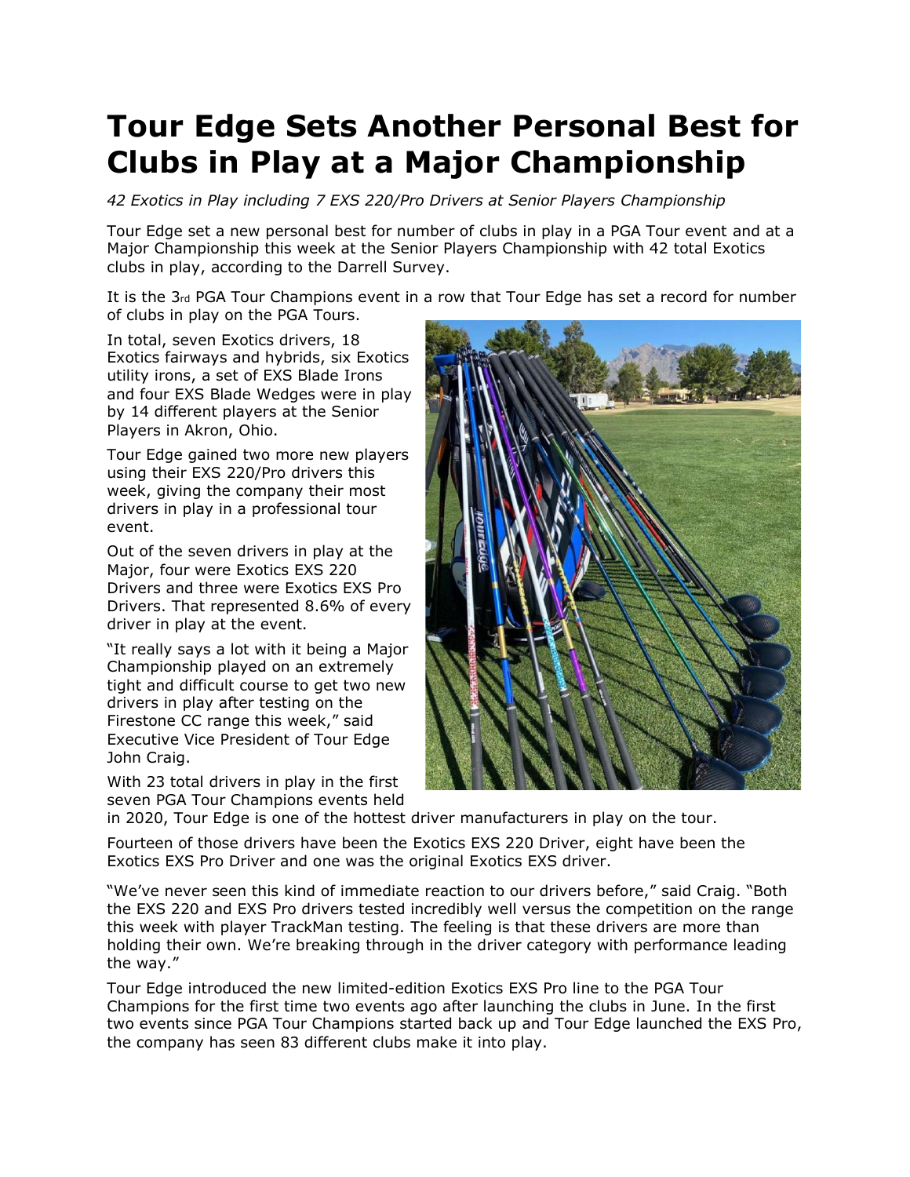# Tour Edge Sets Another Personal Best for Clubs in Play at a Major Championship

*42 Exotics in Play including 7 EXS 220/Pro Drivers at Senior Players Championship*

Tour Edge set a new personal best for number of clubs in play in a PGA Tour event and at a Major Championship this week at the Senior Players Championship with 42 total Exotics clubs in play, according to the Darrell Survey.

It is the 3rd PGA Tour Champions event in a row that Tour Edge has set a record for number of clubs in play on the PGA Tours.

In total, seven Exotics drivers, 18 Exotics fairways and hybrids, six Exotics utility irons, a set of EXS Blade Irons and four EXS Blade Wedges were in play by 14 different players at the Senior Players in Akron, Ohio.

Tour Edge gained two more new players using their EXS 220/Pro drivers this week, giving the company their most drivers in play in a professional tour event.

Out of the seven drivers in play at the Major, four were Exotics EXS 220 Drivers and three were Exotics EXS Pro Drivers. That represented 8.6% of every driver in play at the event.

"It really says a lot with it being a Major Championship played on an extremely tight and difficult course to get two new drivers in play after testing on the Firestone CC range this week," said Executive Vice President of Tour Edge John Craig.

With 23 total drivers in play in the first seven PGA Tour Champions events held in 2020, Tour Edge is one of the hottest driver manufacturers in play on the tour.

Fourteen of those drivers have been the Exotics EXS 220 Driver, eight have been the Exotics EXS Pro Driver and one was the original Exotics EXS driver.

"We've never seen this kind of immediate reaction to our drivers before," said Craig. "Both the EXS 220 and EXS Pro drivers tested incredibly well versus the competition on the range this week with player TrackMan testing. The feeling is that these drivers are more than holding their own. We're breaking through in the driver category with performance leading the way."

Tour Edge introduced the new limited-edition Exotics EXS Pro line to the PGA Tour Champions for the first time two events ago after launching the clubs in June. In the first two events since PGA Tour Champions started back up and Tour Edge launched the EXS Pro, the company has seen 83 different clubs make it into play.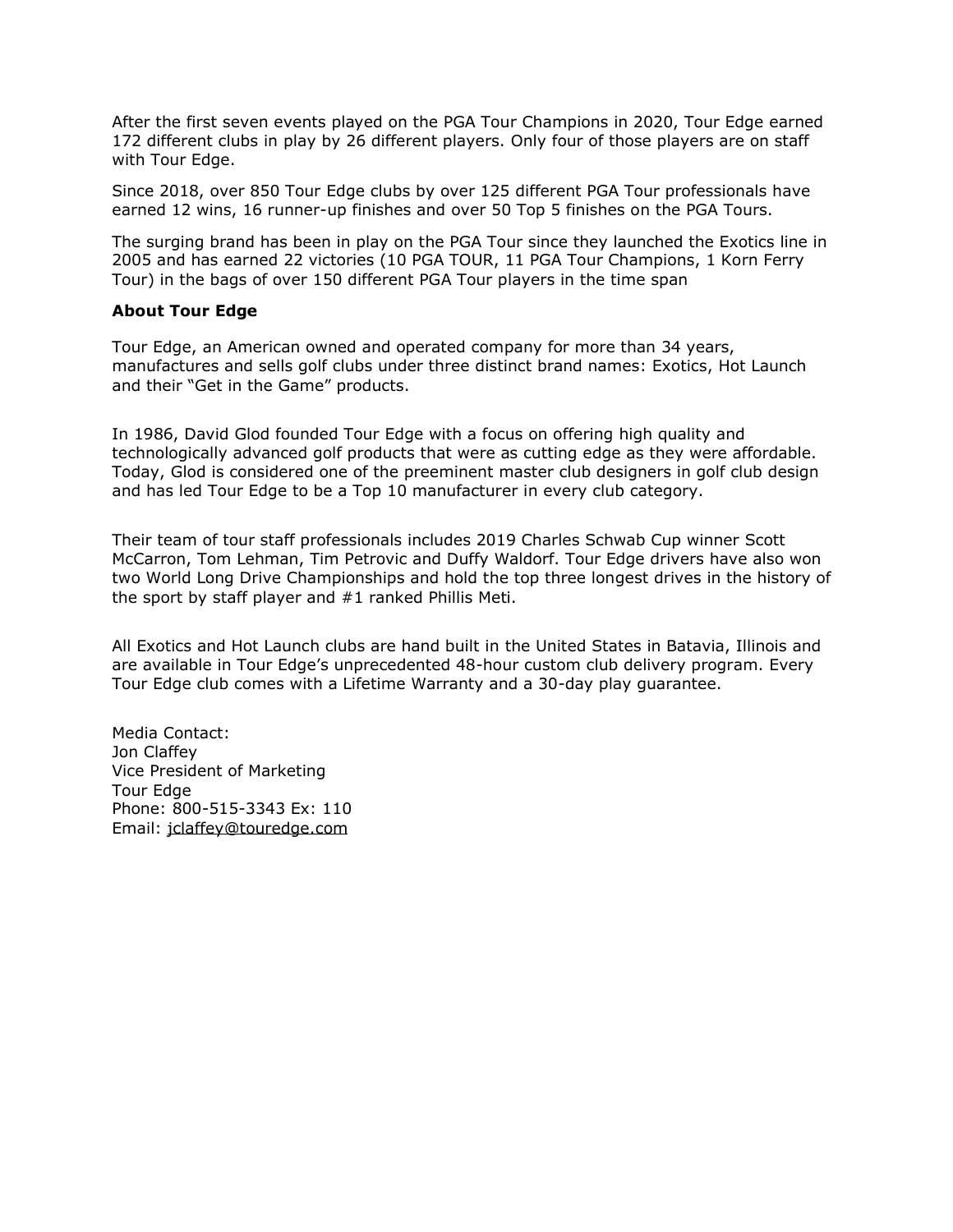After the first seven events played on the PGA Tour Champions in 2020, Tour Edge earned 172 different clubs in play by 26 different players. Only four of those players are on staff with Tour Edge.

Since 2018, over 850 Tour Edge clubs by over 125 different PGA Tour professionals have earned 12 wins, 16 runner-up finishes and over 50 Top 5 finishes on the PGA Tours.

The surging brand has been in play on the PGA Tour since they launched the Exotics line in 2005 and has earned 22 victories (10 PGA TOUR, 11 PGA Tour Champions, 1 Korn Ferry Tour) in the bags of over 150 different PGA Tour players in the time span

**About Tour Edge**

Tour Edge, an American owned and operated company for more than 34 years, manufactures and sells golf clubs under three distinct brand names: Exotics, Hot Launch and their "Get in the Game" products.

In 1986, David Glod founded Tour Edge with a focus on offering high quality and technologically advanced golf products that were as cutting edge as they were affordable. Today, Glod is considered one of the preeminent master club designers in golf club design and has led Tour Edge to be a Top 10 manufacturer in every club category.

Their team of tour staff professionals includes 2019 Charles Schwab Cup winner Scott McCarron, Tom Lehman, Tim Petrovic and Duffy Waldorf. Tour Edge drivers have also won two World Long Drive Championships and hold the top three longest drives in the history of the sport by staff player and #1 ranked Phillis Meti.

All Exotics and Hot Launch clubs are hand built in the United States in Batavia, Illinois and are available in Tour Edge's unprecedented 48-hour custom club delivery program. Every Tour Edge club comes with a Lifetime Warranty and a 30-day play guarantee.

Media Contact:
Jon Claffey
Vice President of Marketing
Tour Edge
Phone: 800-515-3343 Ex: 110
Email: jclaffey@touredge.com